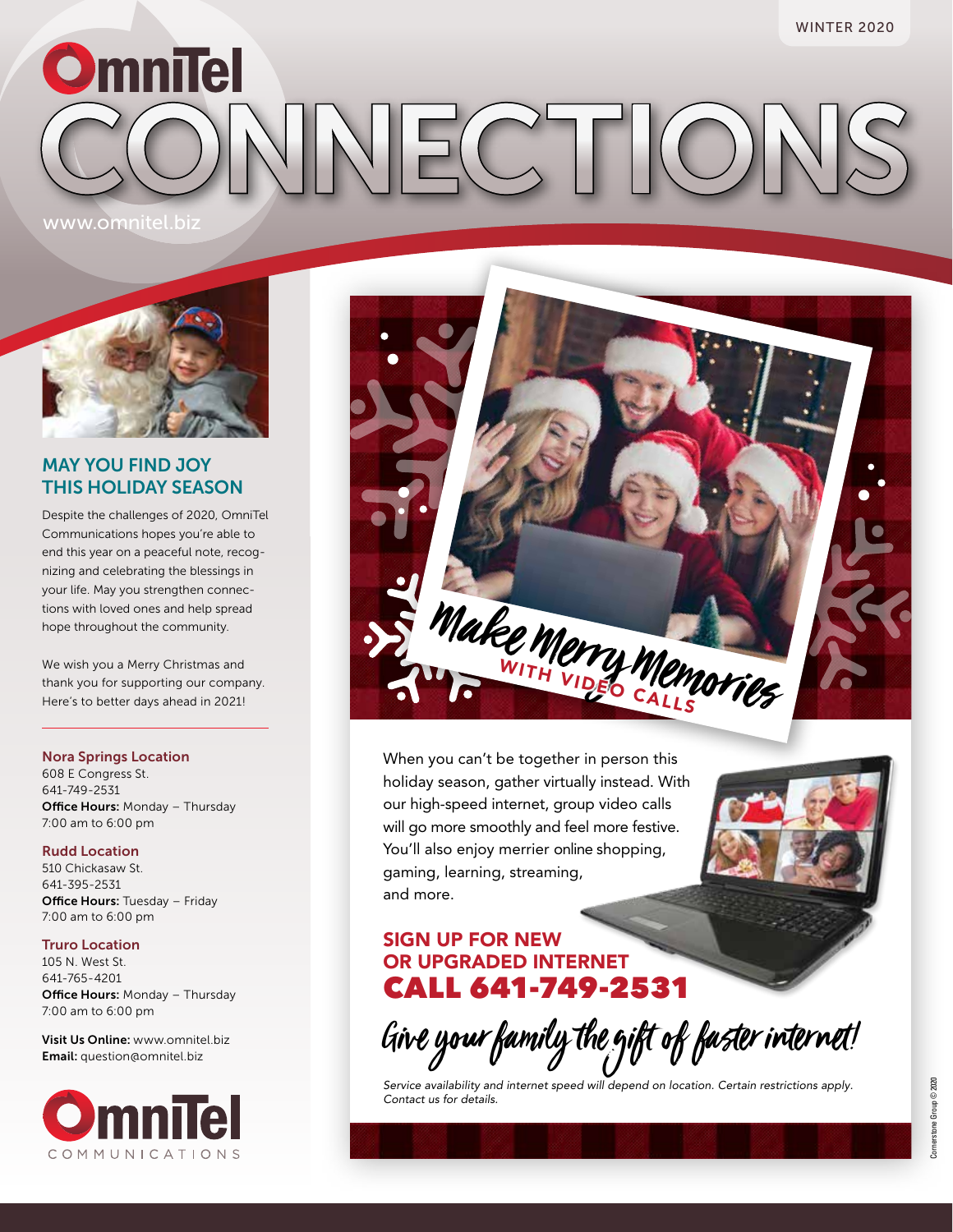WINTER 2020

# OmniTel CONNECTIONS

www.omnitel.biz

## MAY YOU FIND JOY THIS HOLIDAY SEASON

Despite the challenges of 2020, OmniTel Communications hopes you're able to end this year on a peaceful note, recognizing and celebrating the blessings in your life. May you strengthen connections with loved ones and help spread hope throughout the community.

We wish you a Merry Christmas and thank you for supporting our company. Here's to better days ahead in 2021!

**Nora Springs Location**
608 E Congress St.
641-749-2531
**Office Hours:** Monday – Thursday
7:00 am to 6:00 pm

**Rudd Location**
510 Chickasaw St.
641-395-2531
**Office Hours:** Tuesday – Friday
7:00 am to 6:00 pm

**Truro Location**
105 N. West St.
641-765-4201
**Office Hours:** Monday – Thursday
7:00 am to 6:00 pm

**Visit Us Online:** www.omnitel.biz
**Email:** question@omnitel.biz

OmniTel COMMUNICATIONS

## Make Merry Memories WITH VIDEO CALLS

When you can't be together in person this holiday season, gather virtually instead. With our high-speed internet, group video calls will go more smoothly and feel more festive. You'll also enjoy merrier online shopping, gaming, learning, streaming, and more.

### SIGN UP FOR NEW OR UPGRADED INTERNET

### CALL 641-749-2531

*Give your family the gift of faster internet!*

*Service availability and internet speed will depend on location. Certain restrictions apply. Contact us for details.*

Cornerstone Group © 2020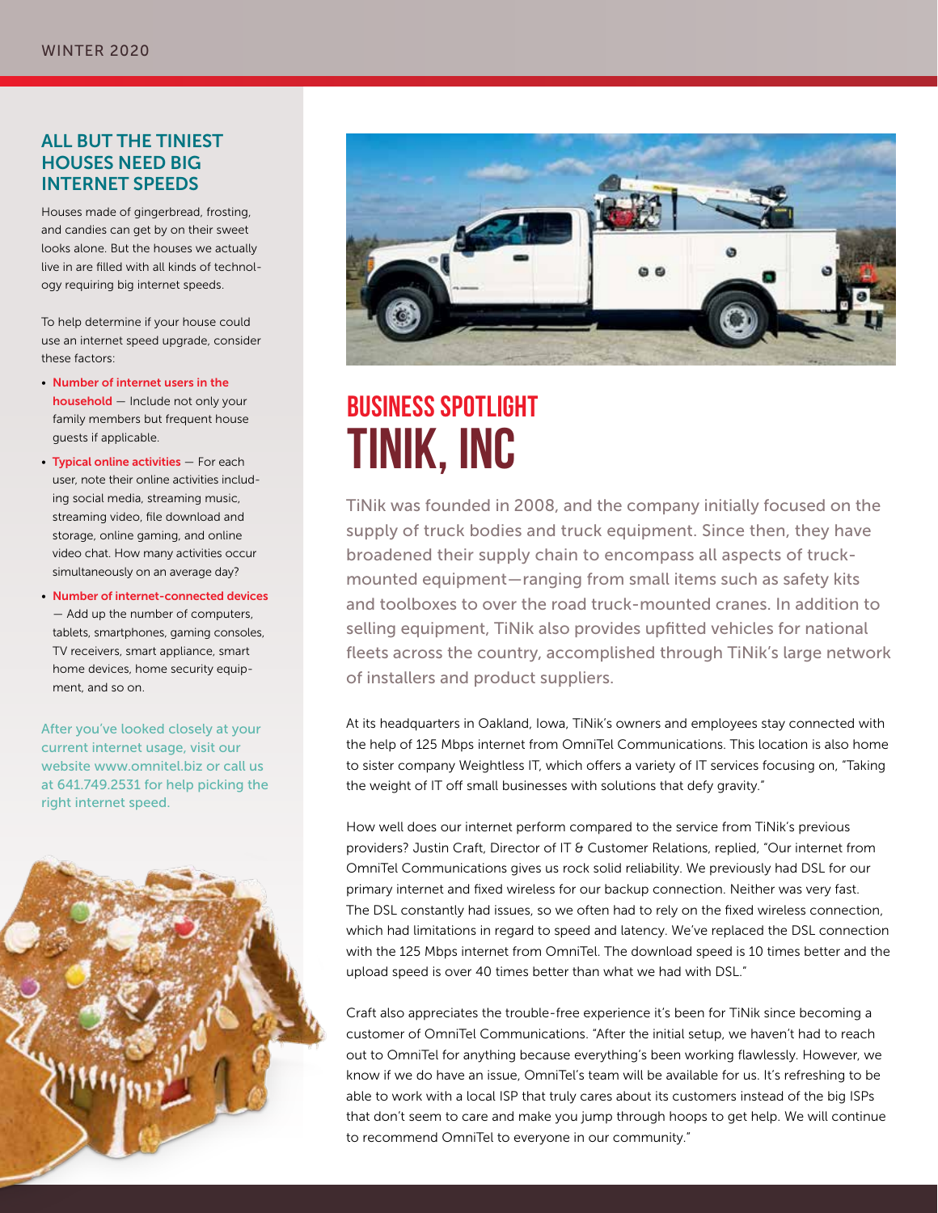## ALL BUT THE TINIEST HOUSES NEED BIG INTERNET SPEEDS

Houses made of gingerbread, frosting, and candies can get by on their sweet looks alone. But the houses we actually live in are filled with all kinds of technology requiring big internet speeds.

To help determine if your house could use an internet speed upgrade, consider these factors:

- **Number of internet users in the household** — Include not only your family members but frequent house guests if applicable.
- **Typical online activities** — For each user, note their online activities including social media, streaming music, streaming video, file download and storage, online gaming, and online video chat. How many activities occur simultaneously on an average day?
- **Number of internet-connected devices** — Add up the number of computers, tablets, smartphones, gaming consoles, TV receivers, smart appliance, smart home devices, home security equipment, and so on.

After you've looked closely at your current internet usage, visit our website www.omnitel.biz or call us at 641.749.2531 for help picking the right internet speed.

## BUSINESS SPOTLIGHT

# TINIK, INC

TiNik was founded in 2008, and the company initially focused on the supply of truck bodies and truck equipment. Since then, they have broadened their supply chain to encompass all aspects of truck-mounted equipment—ranging from small items such as safety kits and toolboxes to over the road truck-mounted cranes. In addition to selling equipment, TiNik also provides upfitted vehicles for national fleets across the country, accomplished through TiNik's large network of installers and product suppliers.

At its headquarters in Oakland, Iowa, TiNik's owners and employees stay connected with the help of 125 Mbps internet from OmniTel Communications. This location is also home to sister company Weightless IT, which offers a variety of IT services focusing on, "Taking the weight of IT off small businesses with solutions that defy gravity."

How well does our internet perform compared to the service from TiNik's previous providers? Justin Craft, Director of IT & Customer Relations, replied, "Our internet from OmniTel Communications gives us rock solid reliability. We previously had DSL for our primary internet and fixed wireless for our backup connection. Neither was very fast. The DSL constantly had issues, so we often had to rely on the fixed wireless connection, which had limitations in regard to speed and latency. We've replaced the DSL connection with the 125 Mbps internet from OmniTel. The download speed is 10 times better and the upload speed is over 40 times better than what we had with DSL."

Craft also appreciates the trouble-free experience it's been for TiNik since becoming a customer of OmniTel Communications. "After the initial setup, we haven't had to reach out to OmniTel for anything because everything's been working flawlessly. However, we know if we do have an issue, OmniTel's team will be available for us. It's refreshing to be able to work with a local ISP that truly cares about its customers instead of the big ISPs that don't seem to care and make you jump through hoops to get help. We will continue to recommend OmniTel to everyone in our community."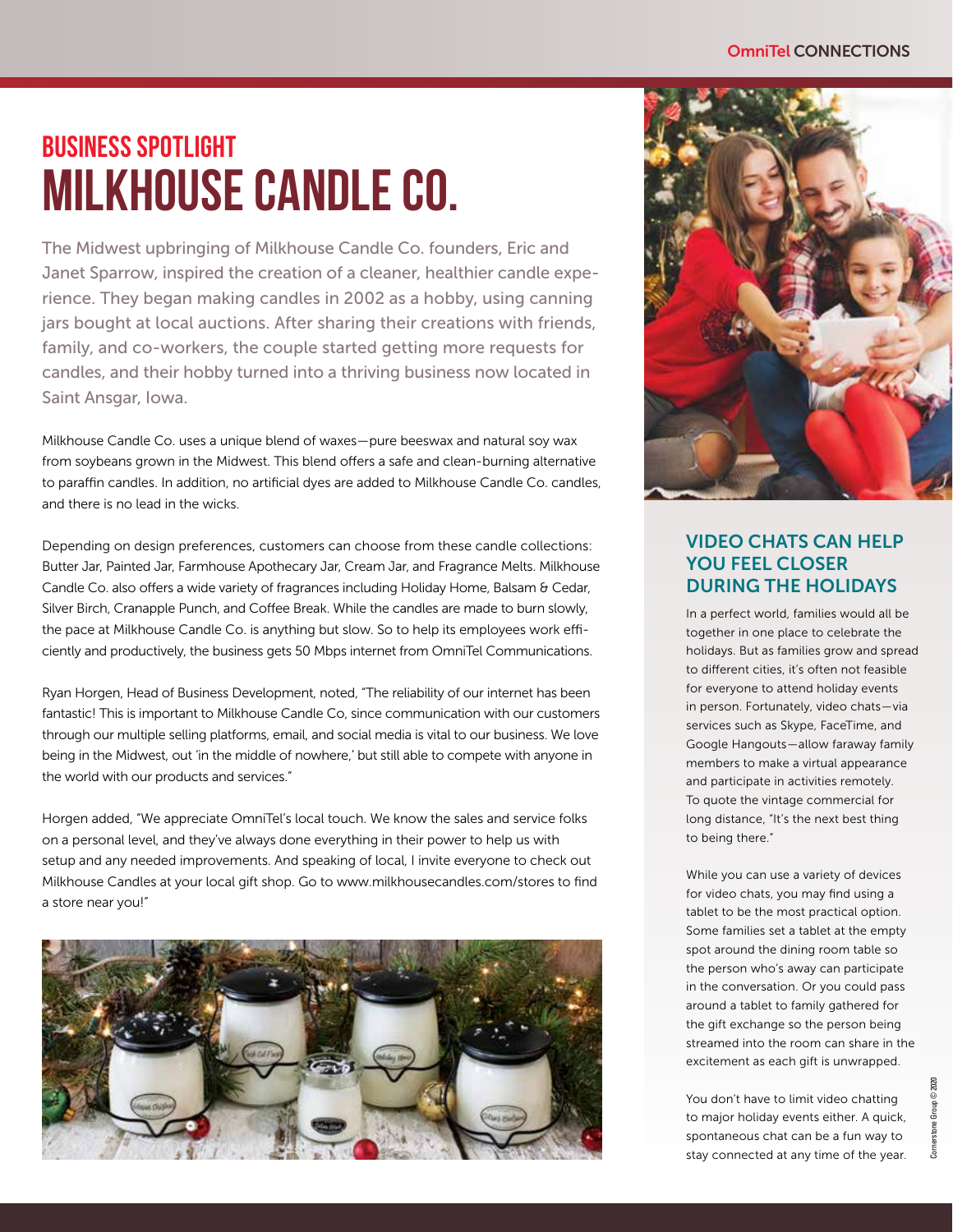## BUSINESS SPOTLIGHT

# MILKHOUSE CANDLE CO.

The Midwest upbringing of Milkhouse Candle Co. founders, Eric and Janet Sparrow, inspired the creation of a cleaner, healthier candle experience. They began making candles in 2002 as a hobby, using canning jars bought at local auctions. After sharing their creations with friends, family, and co-workers, the couple started getting more requests for candles, and their hobby turned into a thriving business now located in Saint Ansgar, Iowa.

Milkhouse Candle Co. uses a unique blend of waxes—pure beeswax and natural soy wax from soybeans grown in the Midwest. This blend offers a safe and clean-burning alternative to paraffin candles. In addition, no artificial dyes are added to Milkhouse Candle Co. candles, and there is no lead in the wicks.

Depending on design preferences, customers can choose from these candle collections: Butter Jar, Painted Jar, Farmhouse Apothecary Jar, Cream Jar, and Fragrance Melts. Milkhouse Candle Co. also offers a wide variety of fragrances including Holiday Home, Balsam & Cedar, Silver Birch, Cranapple Punch, and Coffee Break. While the candles are made to burn slowly, the pace at Milkhouse Candle Co. is anything but slow. So to help its employees work efficiently and productively, the business gets 50 Mbps internet from OmniTel Communications.

Ryan Horgen, Head of Business Development, noted, "The reliability of our internet has been fantastic! This is important to Milkhouse Candle Co, since communication with our customers through our multiple selling platforms, email, and social media is vital to our business. We love being in the Midwest, out 'in the middle of nowhere,' but still able to compete with anyone in the world with our products and services."

Horgen added, "We appreciate OmniTel's local touch. We know the sales and service folks on a personal level, and they've always done everything in their power to help us with setup and any needed improvements. And speaking of local, I invite everyone to check out Milkhouse Candles at your local gift shop. Go to www.milkhousecandles.com/stores to find a store near you!"

## VIDEO CHATS CAN HELP YOU FEEL CLOSER DURING THE HOLIDAYS

In a perfect world, families would all be together in one place to celebrate the holidays. But as families grow and spread to different cities, it's often not feasible for everyone to attend holiday events in person. Fortunately, video chats—via services such as Skype, FaceTime, and Google Hangouts—allow faraway family members to make a virtual appearance and participate in activities remotely. To quote the vintage commercial for long distance, "It's the next best thing to being there."

While you can use a variety of devices for video chats, you may find using a tablet to be the most practical option. Some families set a tablet at the empty spot around the dining room table so the person who's away can participate in the conversation. Or you could pass around a tablet to family gathered for the gift exchange so the person being streamed into the room can share in the excitement as each gift is unwrapped.

You don't have to limit video chatting to major holiday events either. A quick, spontaneous chat can be a fun way to stay connected at any time of the year.

Cornerstone Group © 2020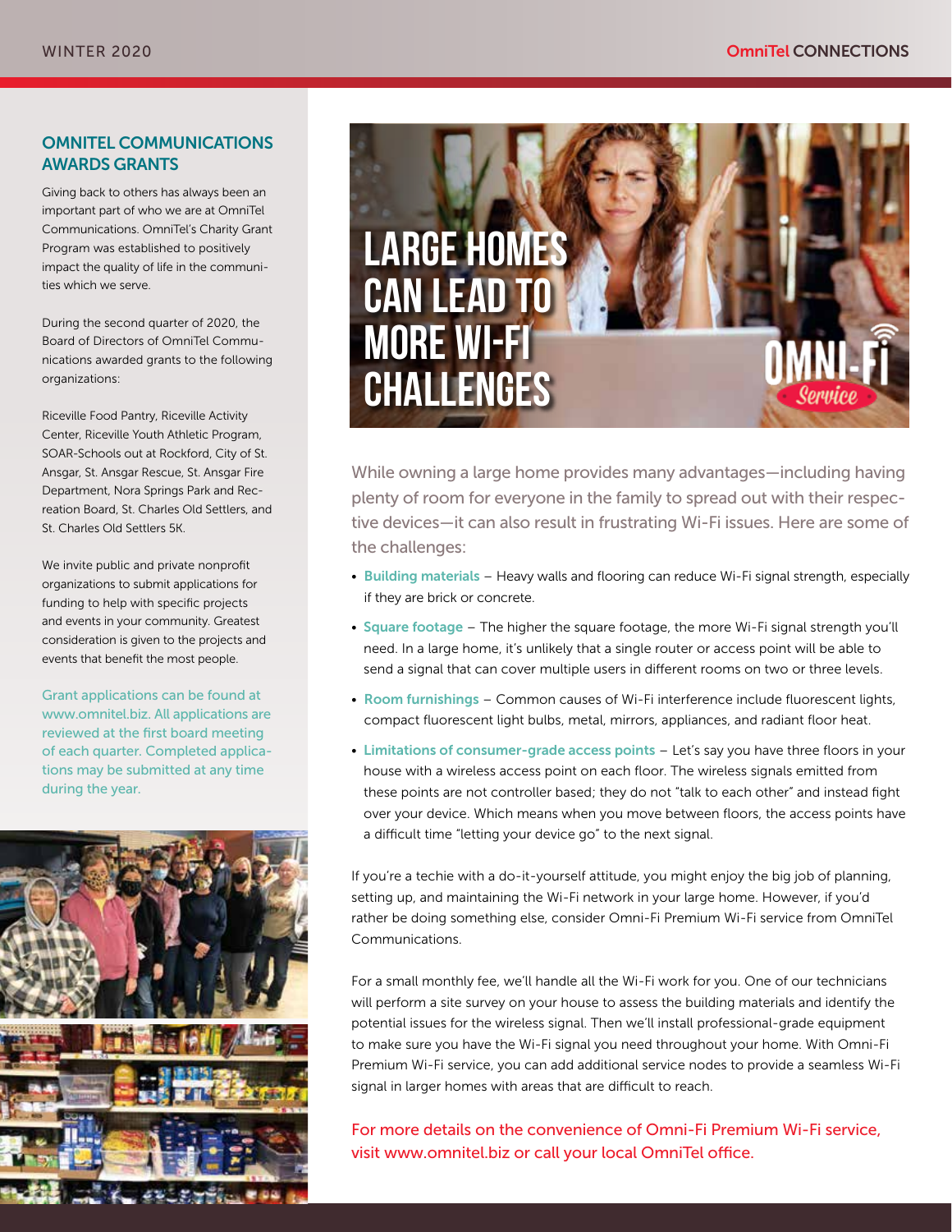## OMNITEL COMMUNICATIONS AWARDS GRANTS

Giving back to others has always been an important part of who we are at OmniTel Communications. OmniTel's Charity Grant Program was established to positively impact the quality of life in the communities which we serve.

During the second quarter of 2020, the Board of Directors of OmniTel Communications awarded grants to the following organizations:

Riceville Food Pantry, Riceville Activity Center, Riceville Youth Athletic Program, SOAR-Schools out at Rockford, City of St. Ansgar, St. Ansgar Rescue, St. Ansgar Fire Department, Nora Springs Park and Recreation Board, St. Charles Old Settlers, and St. Charles Old Settlers 5K.

We invite public and private nonprofit organizations to submit applications for funding to help with specific projects and events in your community. Greatest consideration is given to the projects and events that benefit the most people.

Grant applications can be found at www.omnitel.biz. All applications are reviewed at the first board meeting of each quarter. Completed applications may be submitted at any time during the year.

# LARGE HOMES CAN LEAD TO MORE WI-FI CHALLENGES

OMNI-FI Service

While owning a large home provides many advantages—including having plenty of room for everyone in the family to spread out with their respective devices—it can also result in frustrating Wi-Fi issues. Here are some of the challenges:

- **Building materials** – Heavy walls and flooring can reduce Wi-Fi signal strength, especially if they are brick or concrete.
- **Square footage** – The higher the square footage, the more Wi-Fi signal strength you'll need. In a large home, it's unlikely that a single router or access point will be able to send a signal that can cover multiple users in different rooms on two or three levels.
- **Room furnishings** – Common causes of Wi-Fi interference include fluorescent lights, compact fluorescent light bulbs, metal, mirrors, appliances, and radiant floor heat.
- **Limitations of consumer-grade access points** – Let's say you have three floors in your house with a wireless access point on each floor. The wireless signals emitted from these points are not controller based; they do not "talk to each other" and instead fight over your device. Which means when you move between floors, the access points have a difficult time "letting your device go" to the next signal.

If you're a techie with a do-it-yourself attitude, you might enjoy the big job of planning, setting up, and maintaining the Wi-Fi network in your large home. However, if you'd rather be doing something else, consider Omni-Fi Premium Wi-Fi service from OmniTel Communications.

For a small monthly fee, we'll handle all the Wi-Fi work for you. One of our technicians will perform a site survey on your house to assess the building materials and identify the potential issues for the wireless signal. Then we'll install professional-grade equipment to make sure you have the Wi-Fi signal you need throughout your home. With Omni-Fi Premium Wi-Fi service, you can add additional service nodes to provide a seamless Wi-Fi signal in larger homes with areas that are difficult to reach.

For more details on the convenience of Omni-Fi Premium Wi-Fi service, visit www.omnitel.biz or call your local OmniTel office.